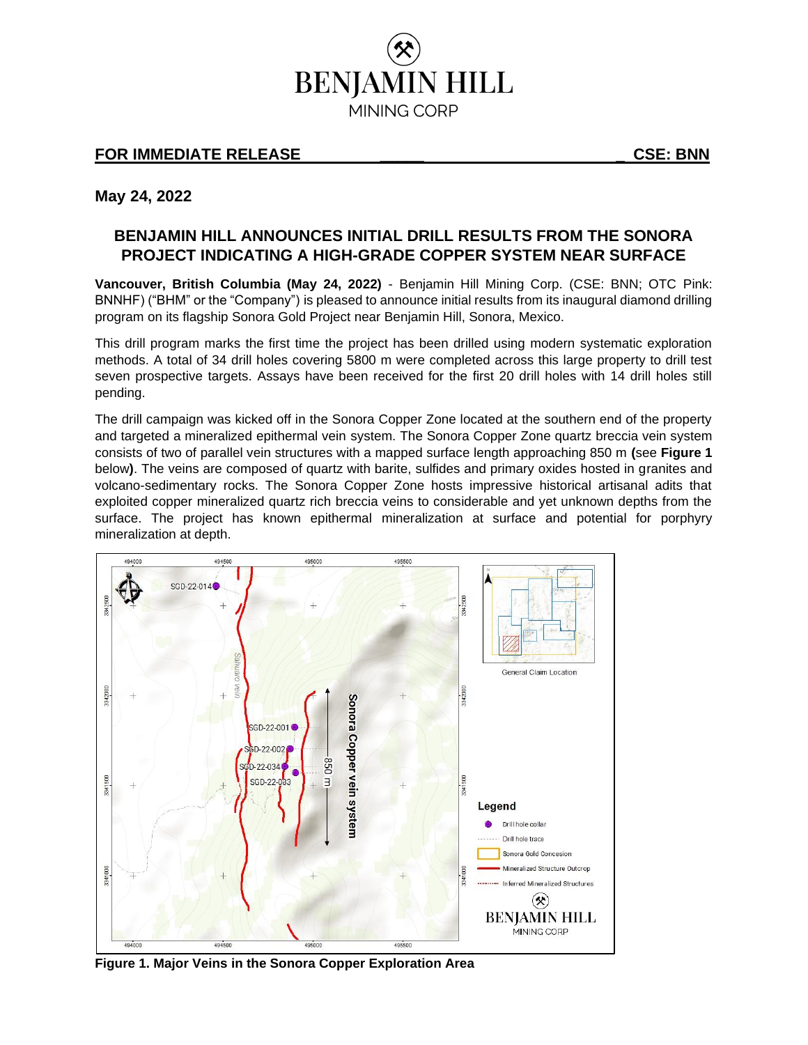BENJAMIN HILL
MINING CORP

**FOR IMMEDIATE RELEASE** **CSE: BNN**

**May 24, 2022**

# BENJAMIN HILL ANNOUNCES INITIAL DRILL RESULTS FROM THE SONORA PROJECT INDICATING A HIGH-GRADE COPPER SYSTEM NEAR SURFACE

**Vancouver, British Columbia (May 24, 2022)** - Benjamin Hill Mining Corp. (CSE: BNN; OTC Pink: BNNHF) ("BHM" or the "Company") is pleased to announce initial results from its inaugural diamond drilling program on its flagship Sonora Gold Project near Benjamin Hill, Sonora, Mexico.

This drill program marks the first time the project has been drilled using modern systematic exploration methods. A total of 34 drill holes covering 5800 m were completed across this large property to drill test seven prospective targets. Assays have been received for the first 20 drill holes with 14 drill holes still pending.

The drill campaign was kicked off in the Sonora Copper Zone located at the southern end of the property and targeted a mineralized epithermal vein system. The Sonora Copper Zone quartz breccia vein system consists of two of parallel vein structures with a mapped surface length approaching 850 m **(**see **Figure 1** below**)**. The veins are composed of quartz with barite, sulfides and primary oxides hosted in granites and volcano-sedimentary rocks. The Sonora Copper Zone hosts impressive historical artisanal adits that exploited copper mineralized quartz rich breccia veins to considerable and yet unknown depths from the surface. The project has known epithermal mineralization at surface and potential for porphyry mineralization at depth.

**Figure 1. Major Veins in the Sonora Copper Exploration Area**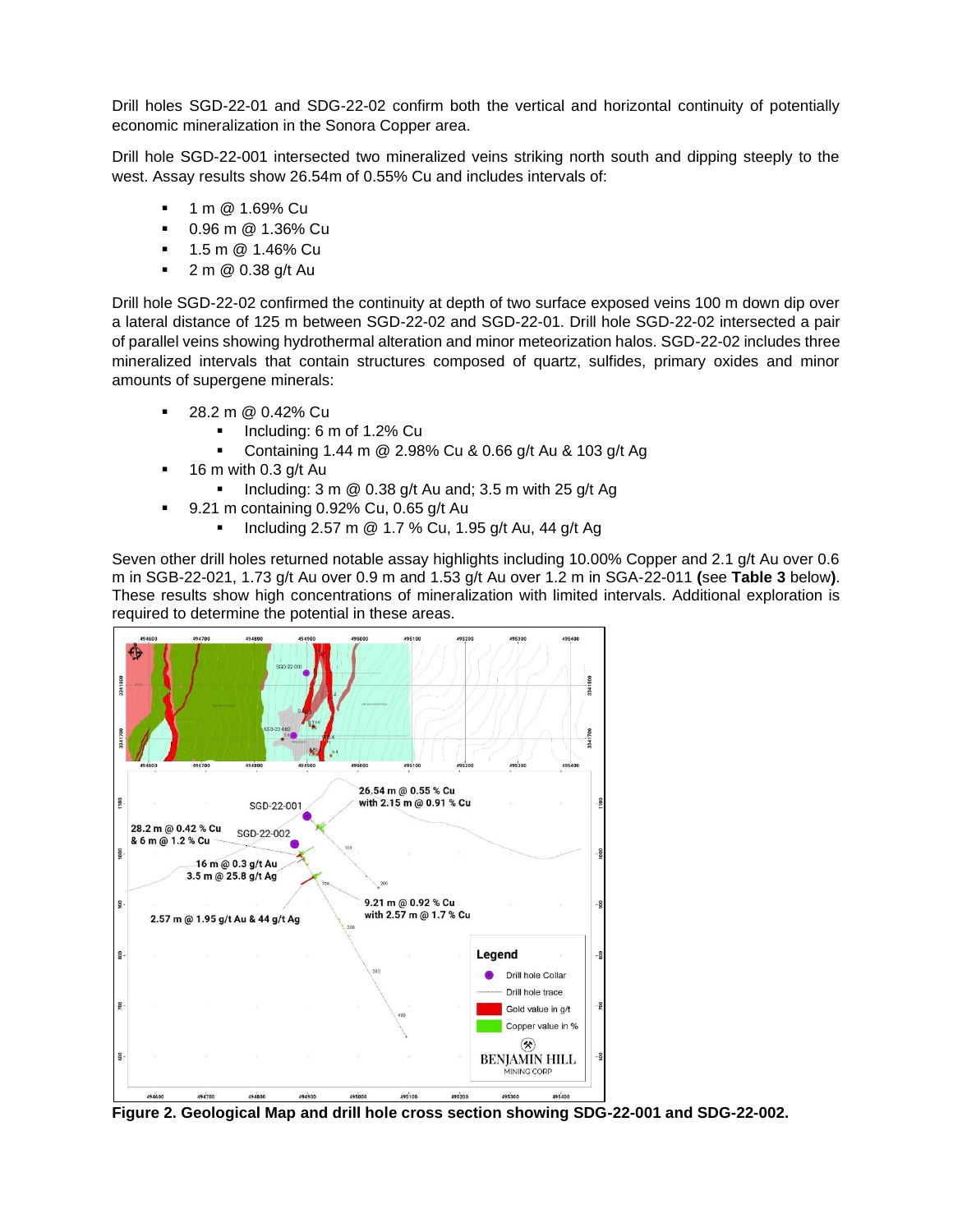Drill holes SGD-22-01 and SDG-22-02 confirm both the vertical and horizontal continuity of potentially economic mineralization in the Sonora Copper area.

Drill hole SGD-22-001 intersected two mineralized veins striking north south and dipping steeply to the west. Assay results show 26.54m of 0.55% Cu and includes intervals of:

- 1 m @ 1.69% Cu
- 0.96 m @ 1.36% Cu
- 1.5 m @ 1.46% Cu
- 2 m @ 0.38 g/t Au

Drill hole SGD-22-02 confirmed the continuity at depth of two surface exposed veins 100 m down dip over a lateral distance of 125 m between SGD-22-02 and SGD-22-01. Drill hole SGD-22-02 intersected a pair of parallel veins showing hydrothermal alteration and minor meteorization halos. SGD-22-02 includes three mineralized intervals that contain structures composed of quartz, sulfides, primary oxides and minor amounts of supergene minerals:

- 28.2 m @ 0.42% Cu
  - Including: 6 m of 1.2% Cu
  - Containing 1.44 m @ 2.98% Cu & 0.66 g/t Au & 103 g/t Ag
- 16 m with 0.3 g/t Au
  - Including: 3 m @ 0.38 g/t Au and; 3.5 m with 25 g/t Ag
- 9.21 m containing 0.92% Cu, 0.65 g/t Au
  - Including 2.57 m @ 1.7 % Cu, 1.95 g/t Au, 44 g/t Ag

Seven other drill holes returned notable assay highlights including 10.00% Copper and 2.1 g/t Au over 0.6 m in SGB-22-021, 1.73 g/t Au over 0.9 m and 1.53 g/t Au over 1.2 m in SGA-22-011 **(**see **Table 3** below**)**. These results show high concentrations of mineralization with limited intervals. Additional exploration is required to determine the potential in these areas.

**Figure 2. Geological Map and drill hole cross section showing SDG-22-001 and SDG-22-002.**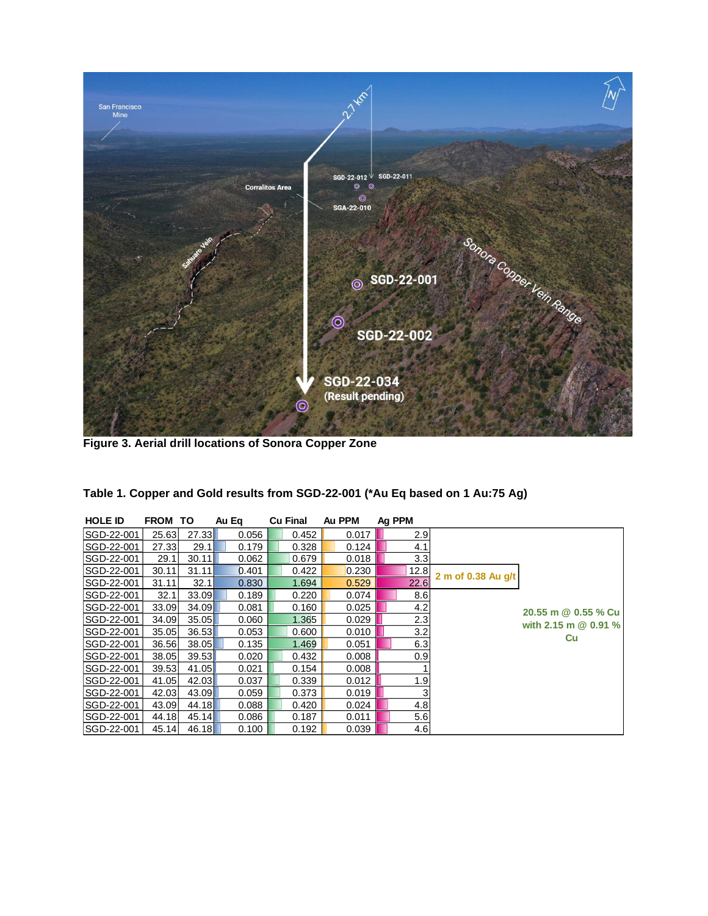Figure 3. Aerial drill locations of Sonora Copper Zone

**Table 1. Copper and Gold results from SGD-22-001 (*Au Eq based on 1 Au:75 Ag)**

| HOLE ID | FROM | TO | Au Eq | Cu Final | Au PPM | Ag PPM | | |
|---|---|---|---|---|---|---|---|---|
| SGD-22-001 | 25.63 | 27.33 | 0.056 | 0.452 | 0.017 | 2.9 | | 20.55 m @ 0.55 % Cu with 2.15 m @ 0.91 % Cu |
| SGD-22-001 | 27.33 | 29.1 | 0.179 | 0.328 | 0.124 | 4.1 | | |
| SGD-22-001 | 29.1 | 30.11 | 0.062 | 0.679 | 0.018 | 3.3 | | |
| SGD-22-001 | 30.11 | 31.11 | 0.401 | 0.422 | 0.230 | 12.8 | 2 m of 0.38 Au g/t | |
| SGD-22-001 | 31.11 | 32.1 | 0.830 | 1.694 | 0.529 | 22.6 | | |
| SGD-22-001 | 32.1 | 33.09 | 0.189 | 0.220 | 0.074 | 8.6 | | |
| SGD-22-001 | 33.09 | 34.09 | 0.081 | 0.160 | 0.025 | 4.2 | | |
| SGD-22-001 | 34.09 | 35.05 | 0.060 | 1.365 | 0.029 | 2.3 | | |
| SGD-22-001 | 35.05 | 36.53 | 0.053 | 0.600 | 0.010 | 3.2 | | |
| SGD-22-001 | 36.56 | 38.05 | 0.135 | 1.469 | 0.051 | 6.3 | | |
| SGD-22-001 | 38.05 | 39.53 | 0.020 | 0.432 | 0.008 | 0.9 | | |
| SGD-22-001 | 39.53 | 41.05 | 0.021 | 0.154 | 0.008 | 1 | | |
| SGD-22-001 | 41.05 | 42.03 | 0.037 | 0.339 | 0.012 | 1.9 | | |
| SGD-22-001 | 42.03 | 43.09 | 0.059 | 0.373 | 0.019 | 3 | | |
| SGD-22-001 | 43.09 | 44.18 | 0.088 | 0.420 | 0.024 | 4.8 | | |
| SGD-22-001 | 44.18 | 45.14 | 0.086 | 0.187 | 0.011 | 5.6 | | |
| SGD-22-001 | 45.14 | 46.18 | 0.100 | 0.192 | 0.039 | 4.6 | | |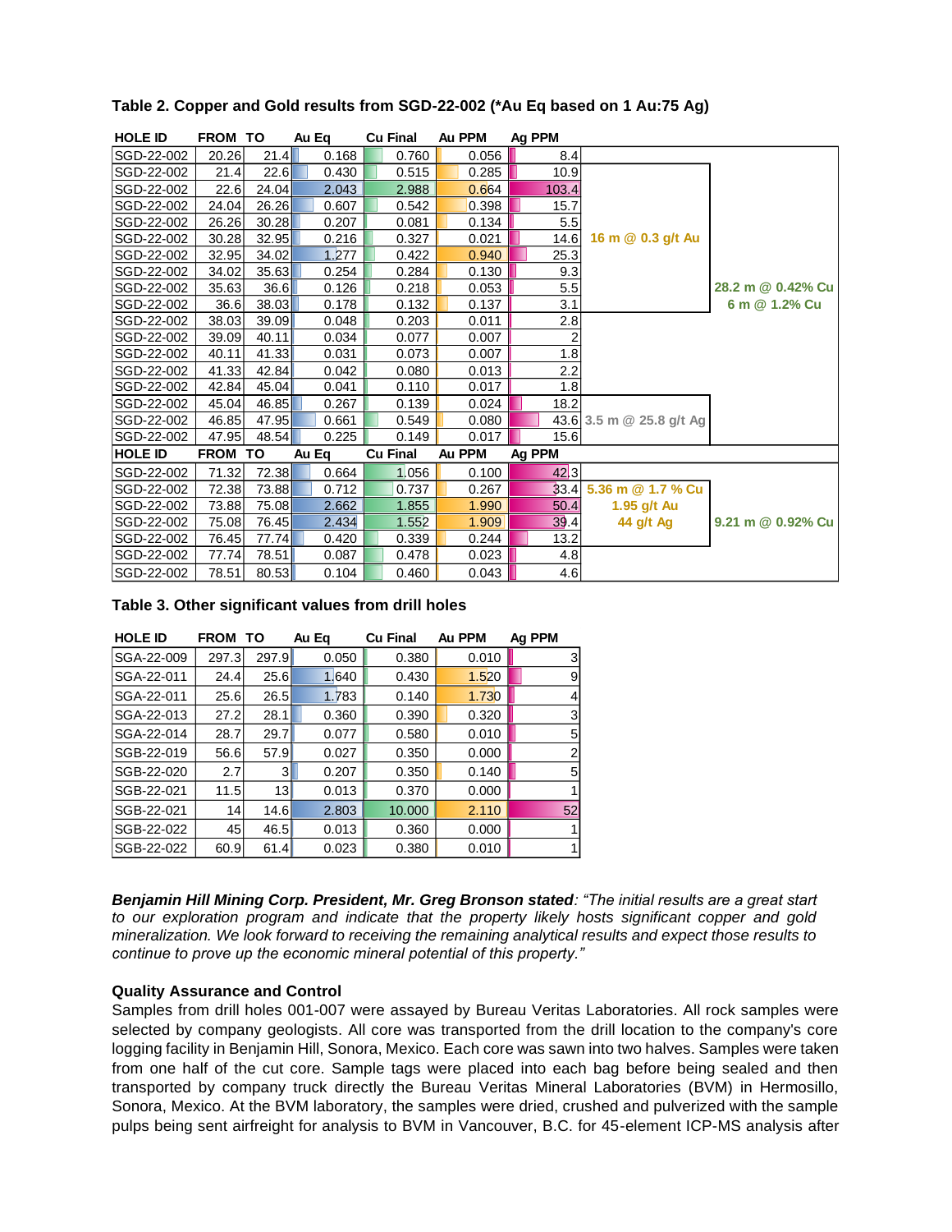**Table 2. Copper and Gold results from SGD-22-002 (*Au Eq based on 1 Au:75 Ag)**

| HOLE ID | FROM | TO | Au Eq | Cu Final | Au PPM | Ag PPM | | |
|---|---|---|---|---|---|---|---|---|
| SGD-22-002 | 20.26 | 21.4 | 0.168 | 0.760 | 0.056 | 8.4 | | |
| SGD-22-002 | 21.4 | 22.6 | 0.430 | 0.515 | 0.285 | 10.9 | 16 m @ 0.3 g/t Au | 28.2 m @ 0.42% Cu 6 m @ 1.2% Cu |
| SGD-22-002 | 22.6 | 24.04 | 2.043 | 2.988 | 0.664 | 103.4 | | |
| SGD-22-002 | 24.04 | 26.26 | 0.607 | 0.542 | 0.398 | 15.7 | | |
| SGD-22-002 | 26.26 | 30.28 | 0.207 | 0.081 | 0.134 | 5.5 | | |
| SGD-22-002 | 30.28 | 32.95 | 0.216 | 0.327 | 0.021 | 14.6 | | |
| SGD-22-002 | 32.95 | 34.02 | 1.277 | 0.422 | 0.940 | 25.3 | | |
| SGD-22-002 | 34.02 | 35.63 | 0.254 | 0.284 | 0.130 | 9.3 | | |
| SGD-22-002 | 35.63 | 36.6 | 0.126 | 0.218 | 0.053 | 5.5 | | |
| SGD-22-002 | 36.6 | 38.03 | 0.178 | 0.132 | 0.137 | 3.1 | | |
| SGD-22-002 | 38.03 | 39.09 | 0.048 | 0.203 | 0.011 | 2.8 | | |
| SGD-22-002 | 39.09 | 40.11 | 0.034 | 0.077 | 0.007 | 2 | | |
| SGD-22-002 | 40.11 | 41.33 | 0.031 | 0.073 | 0.007 | 1.8 | | |
| SGD-22-002 | 41.33 | 42.84 | 0.042 | 0.080 | 0.013 | 2.2 | | |
| SGD-22-002 | 42.84 | 45.04 | 0.041 | 0.110 | 0.017 | 1.8 | | |
| SGD-22-002 | 45.04 | 46.85 | 0.267 | 0.139 | 0.024 | 18.2 | | |
| SGD-22-002 | 46.85 | 47.95 | 0.661 | 0.549 | 0.080 | 43.6 | 3.5 m @ 25.8 g/t Ag | |
| SGD-22-002 | 47.95 | 48.54 | 0.225 | 0.149 | 0.017 | 15.6 | | |
| **HOLE ID** | **FROM** | **TO** | **Au Eq** | **Cu Final** | **Au PPM** | **Ag PPM** | | |
| SGD-22-002 | 71.32 | 72.38 | 0.664 | 1.056 | 0.100 | 42.3 | | |
| SGD-22-002 | 72.38 | 73.88 | 0.712 | 0.737 | 0.267 | 33.4 | 5.36 m @ 1.7 % Cu 1.95 g/t Au 44 g/t Ag | |
| SGD-22-002 | 73.88 | 75.08 | 2.662 | 1.855 | 1.990 | 50.4 | | |
| SGD-22-002 | 75.08 | 76.45 | 2.434 | 1.552 | 1.909 | 39.4 | | 9.21 m @ 0.92% Cu |
| SGD-22-002 | 76.45 | 77.74 | 0.420 | 0.339 | 0.244 | 13.2 | | |
| SGD-22-002 | 77.74 | 78.51 | 0.087 | 0.478 | 0.023 | 4.8 | | |
| SGD-22-002 | 78.51 | 80.53 | 0.104 | 0.460 | 0.043 | 4.6 | | |

**Table 3. Other significant values from drill holes**

| HOLE ID | FROM | TO | Au Eq | Cu Final | Au PPM | Ag PPM |
|---|---|---|---|---|---|---|
| SGA-22-009 | 297.3 | 297.9 | 0.050 | 0.380 | 0.010 | 3 |
| SGA-22-011 | 24.4 | 25.6 | 1.640 | 0.430 | 1.520 | 9 |
| SGA-22-011 | 25.6 | 26.5 | 1.783 | 0.140 | 1.730 | 4 |
| SGA-22-013 | 27.2 | 28.1 | 0.360 | 0.390 | 0.320 | 3 |
| SGA-22-014 | 28.7 | 29.7 | 0.077 | 0.580 | 0.010 | 5 |
| SGB-22-019 | 56.6 | 57.9 | 0.027 | 0.350 | 0.000 | 2 |
| SGB-22-020 | 2.7 | 3 | 0.207 | 0.350 | 0.140 | 5 |
| SGB-22-021 | 11.5 | 13 | 0.013 | 0.370 | 0.000 | 1 |
| SGB-22-021 | 14 | 14.6 | 2.803 | 10.000 | 2.110 | 52 |
| SGB-22-022 | 45 | 46.5 | 0.013 | 0.360 | 0.000 | 1 |
| SGB-22-022 | 60.9 | 61.4 | 0.023 | 0.380 | 0.010 | 1 |

***Benjamin Hill Mining Corp. President, Mr. Greg Bronson stated****: "The initial results are a great start to our exploration program and indicate that the property likely hosts significant copper and gold mineralization. We look forward to receiving the remaining analytical results and expect those results to continue to prove up the economic mineral potential of this property."*

**Quality Assurance and Control**

Samples from drill holes 001-007 were assayed by Bureau Veritas Laboratories. All rock samples were selected by company geologists. All core was transported from the drill location to the company's core logging facility in Benjamin Hill, Sonora, Mexico. Each core was sawn into two halves. Samples were taken from one half of the cut core. Sample tags were placed into each bag before being sealed and then transported by company truck directly the Bureau Veritas Mineral Laboratories (BVM) in Hermosillo, Sonora, Mexico. At the BVM laboratory, the samples were dried, crushed and pulverized with the sample pulps being sent airfreight for analysis to BVM in Vancouver, B.C. for 45-element ICP-MS analysis after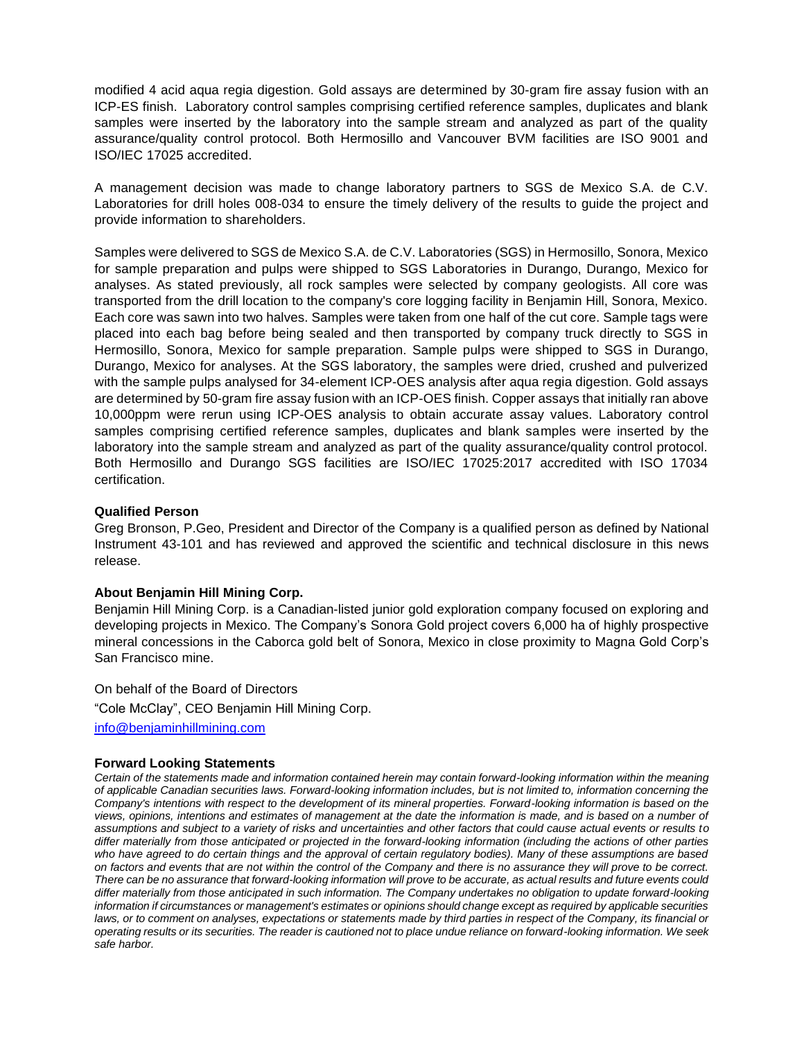modified 4 acid aqua regia digestion. Gold assays are determined by 30-gram fire assay fusion with an ICP-ES finish. Laboratory control samples comprising certified reference samples, duplicates and blank samples were inserted by the laboratory into the sample stream and analyzed as part of the quality assurance/quality control protocol. Both Hermosillo and Vancouver BVM facilities are ISO 9001 and ISO/IEC 17025 accredited.

A management decision was made to change laboratory partners to SGS de Mexico S.A. de C.V. Laboratories for drill holes 008-034 to ensure the timely delivery of the results to guide the project and provide information to shareholders.

Samples were delivered to SGS de Mexico S.A. de C.V. Laboratories (SGS) in Hermosillo, Sonora, Mexico for sample preparation and pulps were shipped to SGS Laboratories in Durango, Durango, Mexico for analyses. As stated previously, all rock samples were selected by company geologists. All core was transported from the drill location to the company's core logging facility in Benjamin Hill, Sonora, Mexico. Each core was sawn into two halves. Samples were taken from one half of the cut core. Sample tags were placed into each bag before being sealed and then transported by company truck directly to SGS in Hermosillo, Sonora, Mexico for sample preparation. Sample pulps were shipped to SGS in Durango, Durango, Mexico for analyses. At the SGS laboratory, the samples were dried, crushed and pulverized with the sample pulps analysed for 34-element ICP-OES analysis after aqua regia digestion. Gold assays are determined by 50-gram fire assay fusion with an ICP-OES finish. Copper assays that initially ran above 10,000ppm were rerun using ICP-OES analysis to obtain accurate assay values. Laboratory control samples comprising certified reference samples, duplicates and blank samples were inserted by the laboratory into the sample stream and analyzed as part of the quality assurance/quality control protocol. Both Hermosillo and Durango SGS facilities are ISO/IEC 17025:2017 accredited with ISO 17034 certification.

**Qualified Person**

Greg Bronson, P.Geo, President and Director of the Company is a qualified person as defined by National Instrument 43-101 and has reviewed and approved the scientific and technical disclosure in this news release.

**About Benjamin Hill Mining Corp.**

Benjamin Hill Mining Corp. is a Canadian-listed junior gold exploration company focused on exploring and developing projects in Mexico. The Company's Sonora Gold project covers 6,000 ha of highly prospective mineral concessions in the Caborca gold belt of Sonora, Mexico in close proximity to Magna Gold Corp's San Francisco mine.

On behalf of the Board of Directors

"Cole McClay", CEO Benjamin Hill Mining Corp.

info@benjaminhillmining.com

**Forward Looking Statements**

*Certain of the statements made and information contained herein may contain forward-looking information within the meaning of applicable Canadian securities laws. Forward-looking information includes, but is not limited to, information concerning the Company's intentions with respect to the development of its mineral properties. Forward-looking information is based on the views, opinions, intentions and estimates of management at the date the information is made, and is based on a number of assumptions and subject to a variety of risks and uncertainties and other factors that could cause actual events or results to differ materially from those anticipated or projected in the forward-looking information (including the actions of other parties who have agreed to do certain things and the approval of certain regulatory bodies). Many of these assumptions are based on factors and events that are not within the control of the Company and there is no assurance they will prove to be correct. There can be no assurance that forward-looking information will prove to be accurate, as actual results and future events could differ materially from those anticipated in such information. The Company undertakes no obligation to update forward-looking information if circumstances or management's estimates or opinions should change except as required by applicable securities laws, or to comment on analyses, expectations or statements made by third parties in respect of the Company, its financial or operating results or its securities. The reader is cautioned not to place undue reliance on forward-looking information. We seek safe harbor.*